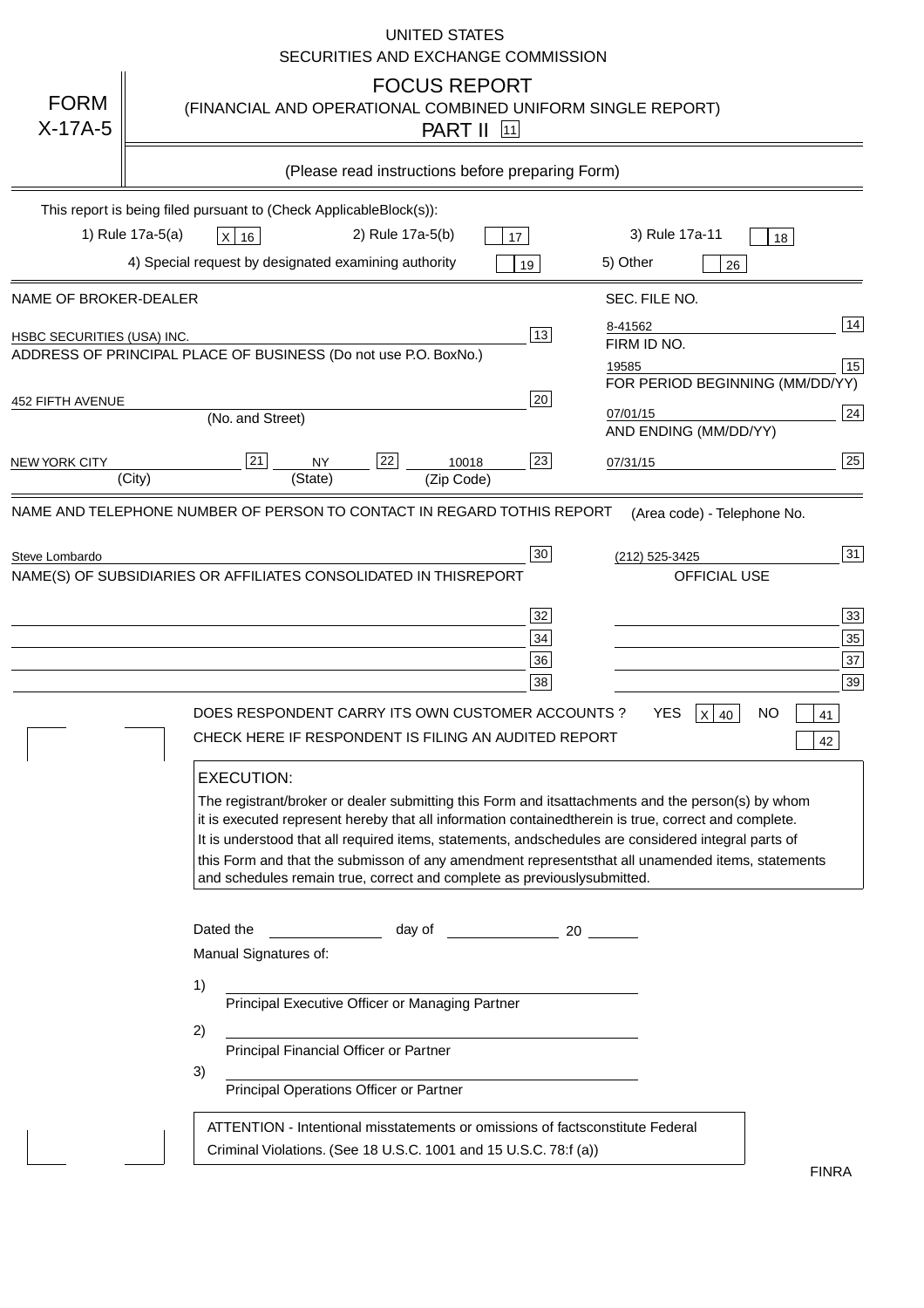UNITED STATES
SECURITIES AND EXCHANGE COMMISSION

# FORM X-17A-5

## FOCUS REPORT

(FINANCIAL AND OPERATIONAL COMBINED UNIFORM SINGLE REPORT)

PART II [11]

(Please read instructions before preparing Form)

This report is being filed pursuant to (Check Applicable Block(s)):

1) Rule 17a-5(a) [X] 16    2) Rule 17a-5(b) [ ] 17    3) Rule 17a-11 [ ] 18

4) Special request by designated examining authority [ ] 19    5) Other [ ] 26

| NAME OF BROKER-DEALER | | SEC. FILE NO. | |
|---|---|---|---|
| HSBC SECURITIES (USA) INC. | 13 | 8-41562 | 14 |
| ADDRESS OF PRINCIPAL PLACE OF BUSINESS (Do not use P.O. Box No.) | | FIRM ID NO. | |
| | | 19585 | 15 |
| 452 FIFTH AVENUE (No. and Street) | 20 | FOR PERIOD BEGINNING (MM/DD/YY) | |
| | | 07/01/15 | 24 |
| NEW YORK CITY (City) [21] NY (State) [22] 10018 (Zip Code) | 23 | AND ENDING (MM/DD/YY) | |
| | | 07/31/15 | 25 |

| NAME AND TELEPHONE NUMBER OF PERSON TO CONTACT IN REGARD TO THIS REPORT | | (Area code) - Telephone No. | |
|---|---|---|---|
| Steve Lombardo | 30 | (212) 525-3425 | 31 |
| NAME(S) OF SUBSIDIARIES OR AFFILIATES CONSOLIDATED IN THIS REPORT | | OFFICIAL USE | |
| | 32 | | 33 |
| | 34 | | 35 |
| | 36 | | 37 |
| | 38 | | 39 |

DOES RESPONDENT CARRY ITS OWN CUSTOMER ACCOUNTS ? YES [X] 40 NO [ ] 41

CHECK HERE IF RESPONDENT IS FILING AN AUDITED REPORT [ ] 42

**EXECUTION:**

The registrant/broker or dealer submitting this Form and its attachments and the person(s) by whom it is executed represent hereby that all information contained therein is true, correct and complete. It is understood that all required items, statements, and schedules are considered integral parts of this Form and that the submisson of any amendment represents that all unamended items, statements and schedules remain true, correct and complete as previously submitted.

Dated the ______________ day of ______________ 20 ______

Manual Signatures of:

1) ________________________________________
Principal Executive Officer or Managing Partner

2) ________________________________________
Principal Financial Officer or Partner

3) ________________________________________
Principal Operations Officer or Partner

ATTENTION - Intentional misstatements or omissions of facts constitute Federal Criminal Violations. (See 18 U.S.C. 1001 and 15 U.S.C. 78:f (a))

FINRA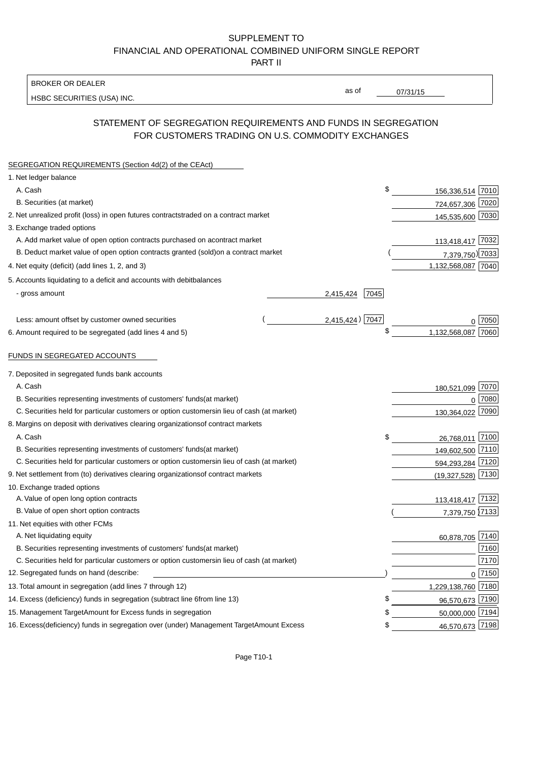# SUPPLEMENT TO FINANCIAL AND OPERATIONAL COMBINED UNIFORM SINGLE REPORT PART II

| BROKER OR DEALER | as of |
|---|---|
| HSBC SECURITIES (USA) INC. | 07/31/15 |

## STATEMENT OF SEGREGATION REQUIREMENTS AND FUNDS IN SEGREGATION FOR CUSTOMERS TRADING ON U.S. COMMODITY EXCHANGES

| | | | | |
|---|---|---|---|---|
| **SEGREGATION REQUIREMENTS (Section 4d(2) of the CEAct)** | | | | |
| 1. Net ledger balance | | | | |
| A. Cash | | | $ 156,336,514 | 7010 |
| B. Securities (at market) | | | 724,657,306 | 7020 |
| 2. Net unrealized profit (loss) in open futures contractstraded on a contract market | | | 145,535,600 | 7030 |
| 3. Exchange traded options | | | | |
| A. Add market value of open option contracts purchased on acontract market | | | 113,418,417 | 7032 |
| B. Deduct market value of open option contracts granted (sold)on a contract market | | | (7,379,750) | 7033 |
| 4. Net equity (deficit) (add lines 1, 2, and 3) | | | 1,132,568,087 | 7040 |
| 5. Accounts liquidating to a deficit and accounts with debitbalances | | | | |
| - gross amount | 2,415,424 | 7045 | | |
| Less: amount offset by customer owned securities | (2,415,424) | 7047 | 0 | 7050 |
| 6. Amount required to be segregated (add lines 4 and 5) | | | $ 1,132,568,087 | 7060 |
| **FUNDS IN SEGREGATED ACCOUNTS** | | | | |
| 7. Deposited in segregated funds bank accounts | | | | |
| A. Cash | | | 180,521,099 | 7070 |
| B. Securities representing investments of customers' funds(at market) | | | 0 | 7080 |
| C. Securities held for particular customers or option customersin lieu of cash (at market) | | | 130,364,022 | 7090 |
| 8. Margins on deposit with derivatives clearing organizationsof contract markets | | | | |
| A. Cash | | | $ 26,768,011 | 7100 |
| B. Securities representing investments of customers' funds(at market) | | | 149,602,500 | 7110 |
| C. Securities held for particular customers or option customersin lieu of cash (at market) | | | 594,293,284 | 7120 |
| 9. Net settlement from (to) derivatives clearing organizationsof contract markets | | | (19,327,528) | 7130 |
| 10. Exchange traded options | | | | |
| A. Value of open long option contracts | | | 113,418,417 | 7132 |
| B. Value of open short option contracts | | | (7,379,750) | 7133 |
| 11. Net equities with other FCMs | | | | |
| A. Net liquidating equity | | | 60,878,705 | 7140 |
| B. Securities representing investments of customers' funds(at market) | | | | 7160 |
| C. Securities held for particular customers or option customersin lieu of cash (at market) | | | | 7170 |
| 12. Segregated funds on hand (describe: ) | | | 0 | 7150 |
| 13. Total amount in segregation (add lines 7 through 12) | | | 1,229,138,760 | 7180 |
| 14. Excess (deficiency) funds in segregation (subtract line 6from line 13) | | | $ 96,570,673 | 7190 |
| 15. Management TargetAmount for Excess funds in segregation | | | $ 50,000,000 | 7194 |
| 16. Excess(deficiency) funds in segregation over (under) Management TargetAmount Excess | | | $ 46,570,673 | 7198 |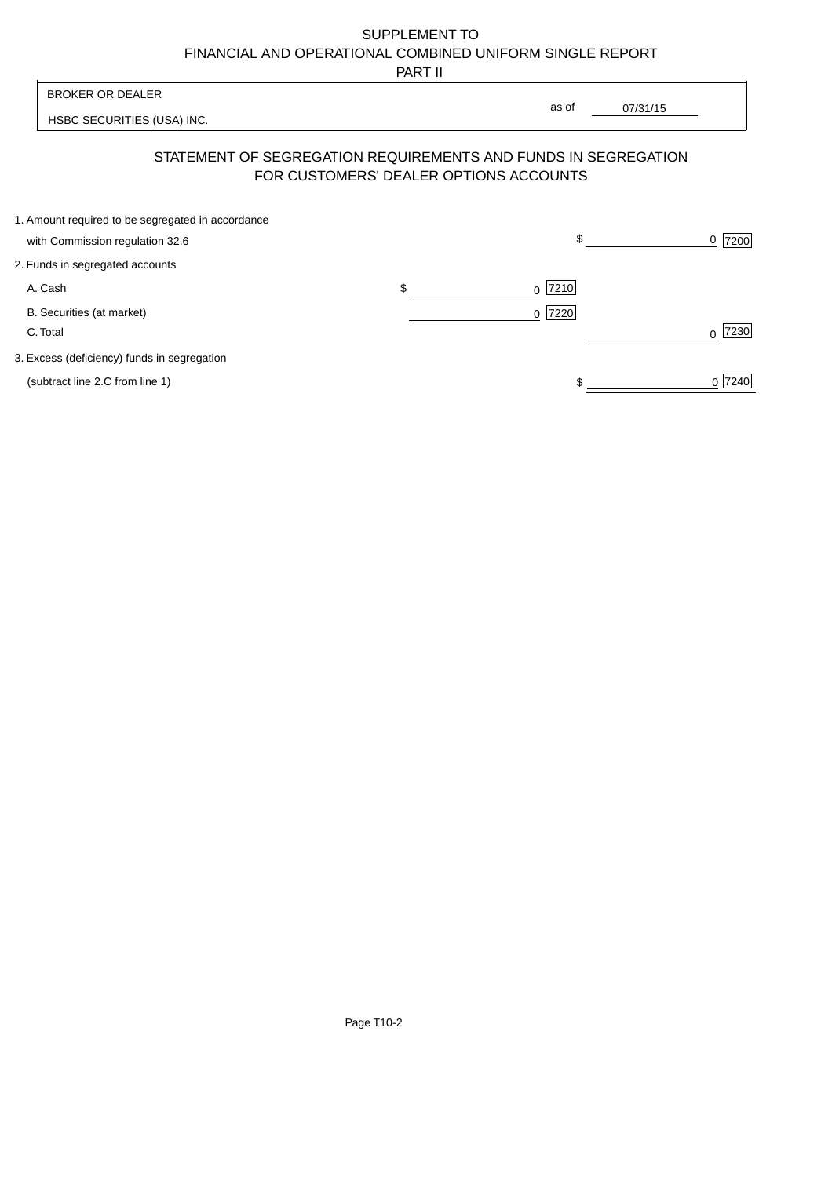SUPPLEMENT TO
FINANCIAL AND OPERATIONAL COMBINED UNIFORM SINGLE REPORT
PART II

| BROKER OR DEALER | |
|---|---|
| HSBC SECURITIES (USA) INC. | as of 07/31/15 |

## STATEMENT OF SEGREGATION REQUIREMENTS AND FUNDS IN SEGREGATION FOR CUSTOMERS' DEALER OPTIONS ACCOUNTS

| | | |
|---|---|---|
| 1. Amount required to be segregated in accordance with Commission regulation 32.6 | | $ 0 [7200] |
| 2. Funds in segregated accounts | | |
| A. Cash | $ 0 [7210] | |
| B. Securities (at market) | 0 [7220] | |
| C. Total | | 0 [7230] |
| 3. Excess (deficiency) funds in segregation (subtract line 2.C from line 1) | | $ 0 [7240] |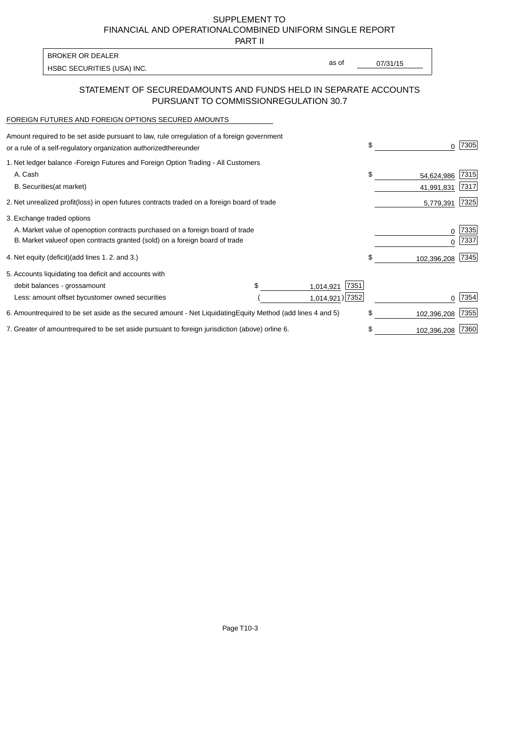# SUPPLEMENT TO
# FINANCIAL AND OPERATIONAL COMBINED UNIFORM SINGLE REPORT
# PART II

| BROKER OR DEALER | | |
|---|---|---|
| HSBC SECURITIES (USA) INC. | as of | 07/31/15 |

## STATEMENT OF SECURED AMOUNTS AND FUNDS HELD IN SEPARATE ACCOUNTS PURSUANT TO COMMISSION REGULATION 30.7

FOREIGN FUTURES AND FOREIGN OPTIONS SECURED AMOUNTS

| | | | | |
|---|---|---|---|---|
| Amount required to be set aside pursuant to law, rule or regulation of a foreign government or a rule of a self-regulatory organization authorized thereunder | | | $ 0 | 7305 |
| 1. Net ledger balance - Foreign Futures and Foreign Option Trading - All Customers | | | | |
| A. Cash | | | $ 54,624,986 | 7315 |
| B. Securities (at market) | | | 41,991,831 | 7317 |
| 2. Net unrealized profit (loss) in open futures contracts traded on a foreign board of trade | | | 5,779,391 | 7325 |
| 3. Exchange traded options | | | | |
| A. Market value of open option contracts purchased on a foreign board of trade | | | 0 | 7335 |
| B. Market value of open contracts granted (sold) on a foreign board of trade | | | 0 | 7337 |
| 4. Net equity (deficit) (add lines 1. 2. and 3.) | | | $ 102,396,208 | 7345 |
| 5. Accounts liquidating to a deficit and accounts with | | | | |
| debit balances - gross amount | $ 1,014,921 | 7351 | | |
| Less: amount offset by customer owned securities | ( 1,014,921) | 7352 | 0 | 7354 |
| 6. Amount required to be set aside as the secured amount - Net Liquidating Equity Method (add lines 4 and 5) | | | $ 102,396,208 | 7355 |
| 7. Greater of amount required to be set aside pursuant to foreign jurisdiction (above) or line 6. | | | $ 102,396,208 | 7360 |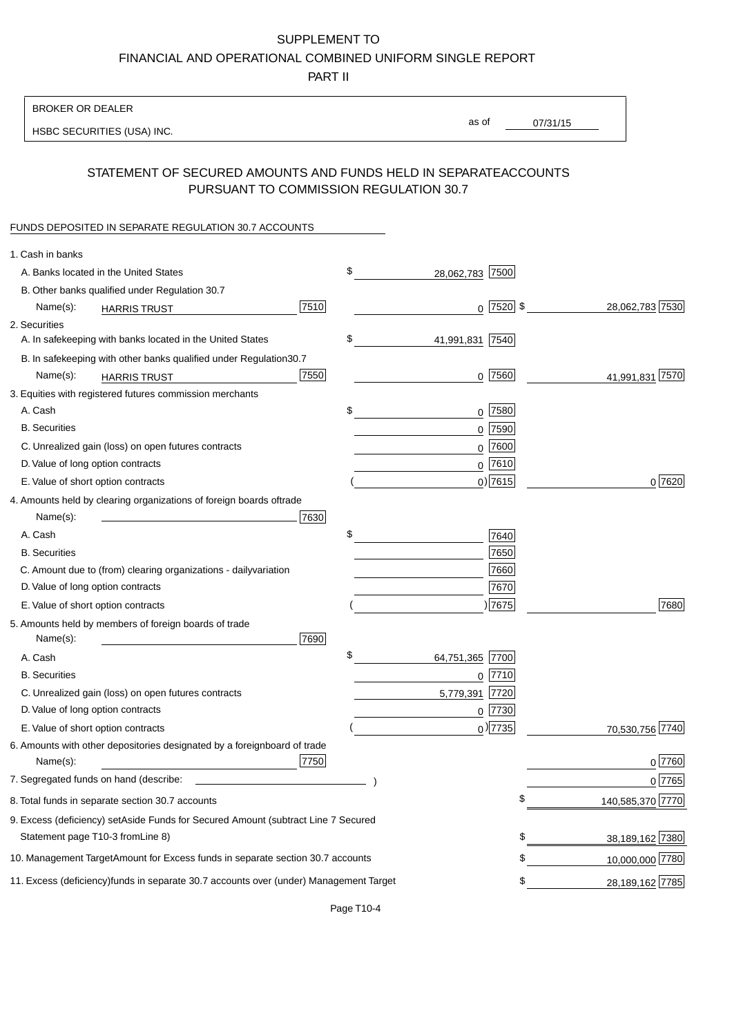SUPPLEMENT TO
FINANCIAL AND OPERATIONAL COMBINED UNIFORM SINGLE REPORT
PART II

BROKER OR DEALER

HSBC SECURITIES (USA) INC.

as of 07/31/15

## STATEMENT OF SECURED AMOUNTS AND FUNDS HELD IN SEPARATEACCOUNTS PURSUANT TO COMMISSION REGULATION 30.7

FUNDS DEPOSITED IN SEPARATE REGULATION 30.7 ACCOUNTS

| | | | |
|---|---|---|---|
| 1. Cash in banks | | | |
| A. Banks located in the United States | | $ 28,062,783 [7500] | |
| B. Other banks qualified under Regulation 30.7 | | | |
| Name(s): HARRIS TRUST | [7510] | 0 [7520] | $ 28,062,783 [7530] |
| 2. Securities | | | |
| A. In safekeeping with banks located in the United States | | $ 41,991,831 [7540] | |
| B. In safekeeping with other banks qualified under Regulation30.7 | | | |
| Name(s): HARRIS TRUST | [7550] | 0 [7560] | 41,991,831 [7570] |
| 3. Equities with registered futures commission merchants | | | |
| A. Cash | | $ 0 [7580] | |
| B. Securities | | 0 [7590] | |
| C. Unrealized gain (loss) on open futures contracts | | 0 [7600] | |
| D. Value of long option contracts | | 0 [7610] | |
| E. Value of short option contracts | | ( 0) [7615] | 0 [7620] |
| 4. Amounts held by clearing organizations of foreign boards oftrade | | | |
| Name(s): | [7630] | | |
| A. Cash | | $ [7640] | |
| B. Securities | | [7650] | |
| C. Amount due to (from) clearing organizations - dailyvariation | | [7660] | |
| D. Value of long option contracts | | [7670] | |
| E. Value of short option contracts | | ( ) [7675] | [7680] |
| 5. Amounts held by members of foreign boards of trade | | | |
| Name(s): | [7690] | | |
| A. Cash | | $ 64,751,365 [7700] | |
| B. Securities | | 0 [7710] | |
| C. Unrealized gain (loss) on open futures contracts | | 5,779,391 [7720] | |
| D. Value of long option contracts | | 0 [7730] | |
| E. Value of short option contracts | | ( 0) [7735] | 70,530,756 [7740] |
| 6. Amounts with other depositories designated by a foreignboard of trade | | | |
| Name(s): | [7750] | | 0 [7760] |
| 7. Segregated funds on hand (describe: ) | | | 0 [7765] |
| 8. Total funds in separate section 30.7 accounts | | | $ 140,585,370 [7770] |
| 9. Excess (deficiency) setAside Funds for Secured Amount (subtract Line 7 Secured Statement page T10-3 fromLine 8) | | | $ 38,189,162 [7380] |
| 10. Management TargetAmount for Excess funds in separate section 30.7 accounts | | | $ 10,000,000 [7780] |
| 11. Excess (deficiency)funds in separate 30.7 accounts over (under) Management Target | | | $ 28,189,162 [7785] |

Page T10-4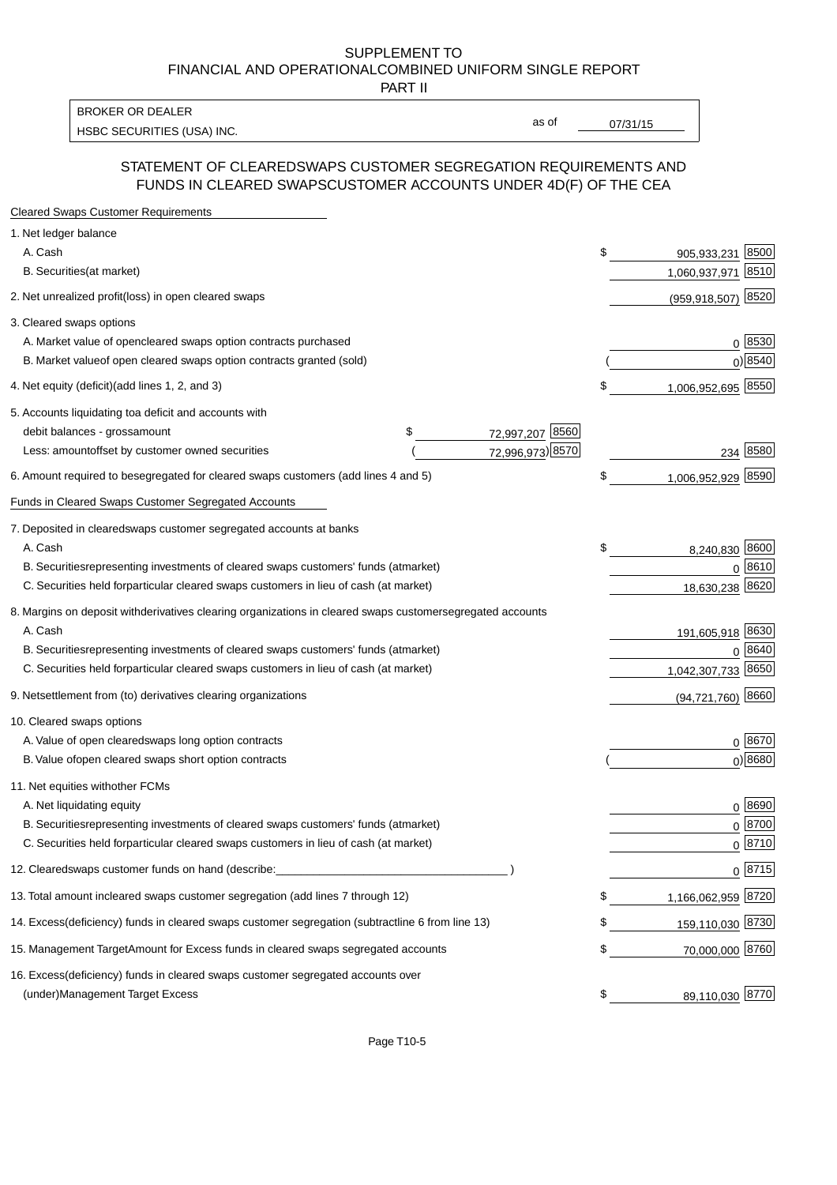SUPPLEMENT TO
FINANCIAL AND OPERATIONALCOMBINED UNIFORM SINGLE REPORT
PART II

| BROKER OR DEALER | | |
|---|---|---|
| HSBC SECURITIES (USA) INC. | as of | 07/31/15 |

## STATEMENT OF CLEAREDSWAPS CUSTOMER SEGREGATION REQUIREMENTS AND FUNDS IN CLEARED SWAPSCUSTOMER ACCOUNTS UNDER 4D(F) OF THE CEA

| Cleared Swaps Customer Requirements | | | | |
|---|---|---|---|---|
| 1. Net ledger balance | | | | |
| A. Cash | | | $ 905,933,231 | 8500 |
| B. Securities(at market) | | | 1,060,937,971 | 8510 |
| 2. Net unrealized profit(loss) in open cleared swaps | | | (959,918,507) | 8520 |
| 3. Cleared swaps options | | | | |
| A. Market value of opencleared swaps option contracts purchased | | | 0 | 8530 |
| B. Market valueof open cleared swaps option contracts granted (sold) | | | ( 0) | 8540 |
| 4. Net equity (deficit)(add lines 1, 2, and 3) | | | $ 1,006,952,695 | 8550 |
| 5. Accounts liquidating toa deficit and accounts with | | | | |
| debit balances - grossamount | $ 72,997,207 | 8560 | | |
| Less: amountoffset by customer owned securities | ( 72,996,973) | 8570 | 234 | 8580 |
| 6. Amount required to besegregated for cleared swaps customers (add lines 4 and 5) | | | $ 1,006,952,929 | 8590 |
| **Funds in Cleared Swaps Customer Segregated Accounts** | | | | |
| 7. Deposited in clearedswaps customer segregated accounts at banks | | | | |
| A. Cash | | | $ 8,240,830 | 8600 |
| B. Securitiesrepresenting investments of cleared swaps customers' funds (atmarket) | | | 0 | 8610 |
| C. Securities held forparticular cleared swaps customers in lieu of cash (at market) | | | 18,630,238 | 8620 |
| 8. Margins on deposit withderivatives clearing organizations in cleared swaps customersegregated accounts | | | | |
| A. Cash | | | 191,605,918 | 8630 |
| B. Securitiesrepresenting investments of cleared swaps customers' funds (atmarket) | | | 0 | 8640 |
| C. Securities held forparticular cleared swaps customers in lieu of cash (at market) | | | 1,042,307,733 | 8650 |
| 9. Netsettlement from (to) derivatives clearing organizations | | | (94,721,760) | 8660 |
| 10. Cleared swaps options | | | | |
| A. Value of open clearedswaps long option contracts | | | 0 | 8670 |
| B. Value ofopen cleared swaps short option contracts | | | ( 0) | 8680 |
| 11. Net equities withother FCMs | | | | |
| A. Net liquidating equity | | | 0 | 8690 |
| B. Securitiesrepresenting investments of cleared swaps customers' funds (atmarket) | | | 0 | 8700 |
| C. Securities held forparticular cleared swaps customers in lieu of cash (at market) | | | 0 | 8710 |
| 12. Clearedswaps customer funds on hand (describe:_______________ ) | | | 0 | 8715 |
| 13. Total amount incleared swaps customer segregation (add lines 7 through 12) | | | $ 1,166,062,959 | 8720 |
| 14. Excess(deficiency) funds in cleared swaps customer segregation (subtractline 6 from line 13) | | | $ 159,110,030 | 8730 |
| 15. Management TargetAmount for Excess funds in cleared swaps segregated accounts | | | $ 70,000,000 | 8760 |
| 16. Excess(deficiency) funds in cleared swaps customer segregated accounts over (under)Management Target Excess | | | $ 89,110,030 | 8770 |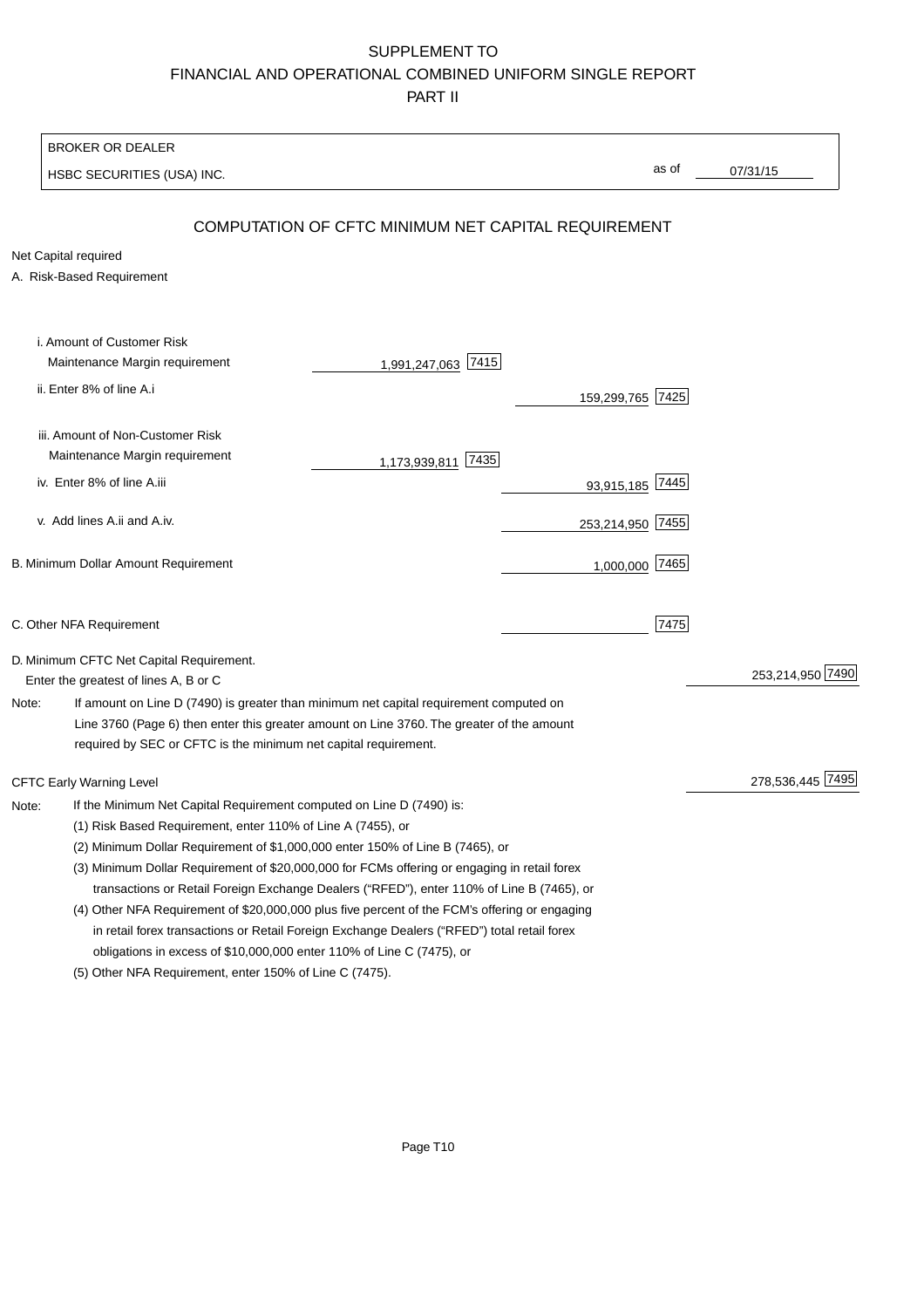# SUPPLEMENT TO
# FINANCIAL AND OPERATIONAL COMBINED UNIFORM SINGLE REPORT
# PART II

| | |
|---|---|
| BROKER OR DEALER | |
| HSBC SECURITIES (USA) INC. | as of 07/31/15 |

## COMPUTATION OF CFTC MINIMUM NET CAPITAL REQUIREMENT

Net Capital required

A. Risk-Based Requirement

| | | | |
|---|---|---|---|
| i. Amount of Customer Risk Maintenance Margin requirement | 1,991,247,063 [7415] | | |
| ii. Enter 8% of line A.i | | 159,299,765 [7425] | |
| iii. Amount of Non-Customer Risk Maintenance Margin requirement | 1,173,939,811 [7435] | | |
| iv. Enter 8% of line A.iii | | 93,915,185 [7445] | |
| v. Add lines A.ii and A.iv. | | 253,214,950 [7455] | |
| B. Minimum Dollar Amount Requirement | | 1,000,000 [7465] | |
| C. Other NFA Requirement | | [7475] | |
| D. Minimum CFTC Net Capital Requirement. Enter the greatest of lines A, B or C | | | 253,214,950 [7490] |

Note: If amount on Line D (7490) is greater than minimum net capital requirement computed on Line 3760 (Page 6) then enter this greater amount on Line 3760. The greater of the amount required by SEC or CFTC is the minimum net capital requirement.

CFTC Early Warning Level — 278,536,445 [7495]

Note: If the Minimum Net Capital Requirement computed on Line D (7490) is:

(1) Risk Based Requirement, enter 110% of Line A (7455), or

(2) Minimum Dollar Requirement of $1,000,000 enter 150% of Line B (7465), or

(3) Minimum Dollar Requirement of $20,000,000 for FCMs offering or engaging in retail forex transactions or Retail Foreign Exchange Dealers ("RFED"), enter 110% of Line B (7465), or

(4) Other NFA Requirement of $20,000,000 plus five percent of the FCM's offering or engaging in retail forex transactions or Retail Foreign Exchange Dealers ("RFED") total retail forex obligations in excess of $10,000,000 enter 110% of Line C (7475), or

(5) Other NFA Requirement, enter 150% of Line C (7475).